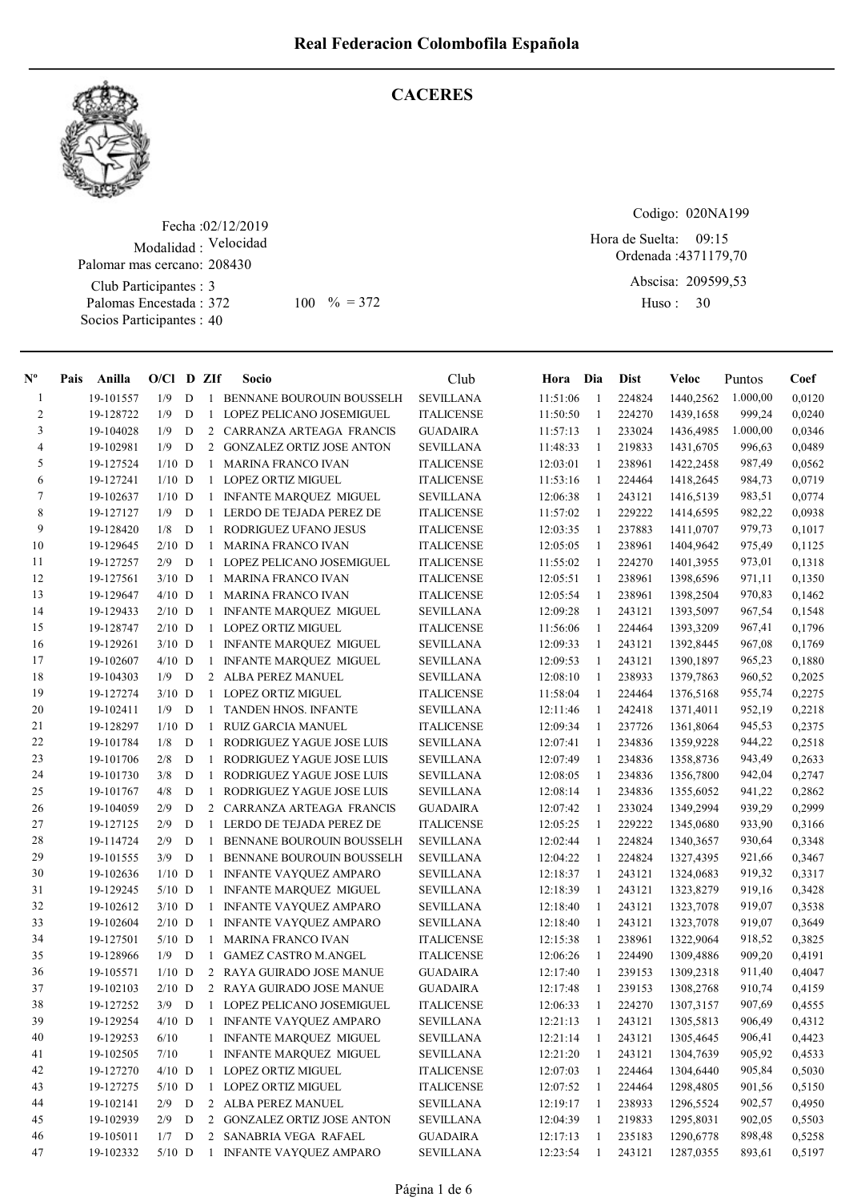# Real Federacion Colombofila Española

## CACERES

Fecha :02/12/2019
Modalidad : Velocidad
Palomar mas cercano: 208430
Club Participantes : 3
Palomas Encestada : 372 100 % = 372
Socios Participantes : 40

Codigo: 020NA199
Hora de Suelta: 09:15
Ordenada :4371179,70
Abscisa: 209599,53
Huso : 30

| Nº | Pais | Anilla | O/Cl | D | ZIf | Socio | Club | Hora | Dia | Dist | Veloc | Puntos | Coef |
|---|---|---|---|---|---|---|---|---|---|---|---|---|---|
| 1 | | 19-101557 | 1/9 | D | 1 | BENNANE BOUROUIN BOUSSELH | SEVILLANA | 11:51:06 | 1 | 224824 | 1440,2562 | 1.000,00 | 0,0120 |
| 2 | | 19-128722 | 1/9 | D | 1 | LOPEZ PELICANO JOSEMIGUEL | ITALICENSE | 11:50:50 | 1 | 224270 | 1439,1658 | 999,24 | 0,0240 |
| 3 | | 19-104028 | 1/9 | D | 2 | CARRANZA ARTEAGA FRANCIS | GUADAIRA | 11:57:13 | 1 | 233024 | 1436,4985 | 1.000,00 | 0,0346 |
| 4 | | 19-102981 | 1/9 | D | 2 | GONZALEZ ORTIZ JOSE ANTON | SEVILLANA | 11:48:33 | 1 | 219833 | 1431,6705 | 996,63 | 0,0489 |
| 5 | | 19-127524 | 1/10 | D | 1 | MARINA FRANCO IVAN | ITALICENSE | 12:03:01 | 1 | 238961 | 1422,2458 | 987,49 | 0,0562 |
| 6 | | 19-127241 | 1/10 | D | 1 | LOPEZ ORTIZ MIGUEL | ITALICENSE | 11:53:16 | 1 | 224464 | 1418,2645 | 984,73 | 0,0719 |
| 7 | | 19-102637 | 1/10 | D | 1 | INFANTE MARQUEZ MIGUEL | SEVILLANA | 12:06:38 | 1 | 243121 | 1416,5139 | 983,51 | 0,0774 |
| 8 | | 19-127127 | 1/9 | D | 1 | LERDO DE TEJADA PEREZ DE | ITALICENSE | 11:57:02 | 1 | 229222 | 1414,6595 | 982,22 | 0,0938 |
| 9 | | 19-128420 | 1/8 | D | 1 | RODRIGUEZ UFANO JESUS | ITALICENSE | 12:03:35 | 1 | 237883 | 1411,0707 | 979,73 | 0,1017 |
| 10 | | 19-129645 | 2/10 | D | 1 | MARINA FRANCO IVAN | ITALICENSE | 12:05:05 | 1 | 238961 | 1404,9642 | 975,49 | 0,1125 |
| 11 | | 19-127257 | 2/9 | D | 1 | LOPEZ PELICANO JOSEMIGUEL | ITALICENSE | 11:55:02 | 1 | 224270 | 1401,3955 | 973,01 | 0,1318 |
| 12 | | 19-127561 | 3/10 | D | 1 | MARINA FRANCO IVAN | ITALICENSE | 12:05:51 | 1 | 238961 | 1398,6596 | 971,11 | 0,1350 |
| 13 | | 19-129647 | 4/10 | D | 1 | MARINA FRANCO IVAN | ITALICENSE | 12:05:54 | 1 | 238961 | 1398,2504 | 970,83 | 0,1462 |
| 14 | | 19-129433 | 2/10 | D | 1 | INFANTE MARQUEZ MIGUEL | SEVILLANA | 12:09:28 | 1 | 243121 | 1393,5097 | 967,54 | 0,1548 |
| 15 | | 19-128747 | 2/10 | D | 1 | LOPEZ ORTIZ MIGUEL | ITALICENSE | 11:56:06 | 1 | 224464 | 1393,3209 | 967,41 | 0,1796 |
| 16 | | 19-129261 | 3/10 | D | 1 | INFANTE MARQUEZ MIGUEL | SEVILLANA | 12:09:33 | 1 | 243121 | 1392,8445 | 967,08 | 0,1769 |
| 17 | | 19-102607 | 4/10 | D | 1 | INFANTE MARQUEZ MIGUEL | SEVILLANA | 12:09:53 | 1 | 243121 | 1390,1897 | 965,23 | 0,1880 |
| 18 | | 19-104303 | 1/9 | D | 2 | ALBA PEREZ MANUEL | SEVILLANA | 12:08:10 | 1 | 238933 | 1379,7863 | 960,52 | 0,2025 |
| 19 | | 19-127274 | 3/10 | D | 1 | LOPEZ ORTIZ MIGUEL | ITALICENSE | 11:58:04 | 1 | 224464 | 1376,5168 | 955,74 | 0,2275 |
| 20 | | 19-102411 | 1/9 | D | 1 | TANDEN HNOS. INFANTE | SEVILLANA | 12:11:46 | 1 | 242418 | 1371,4011 | 952,19 | 0,2218 |
| 21 | | 19-128297 | 1/10 | D | 1 | RUIZ GARCIA MANUEL | ITALICENSE | 12:09:34 | 1 | 237726 | 1361,8064 | 945,53 | 0,2375 |
| 22 | | 19-101784 | 1/8 | D | 1 | RODRIGUEZ YAGUE JOSE LUIS | SEVILLANA | 12:07:41 | 1 | 234836 | 1359,9228 | 944,22 | 0,2518 |
| 23 | | 19-101706 | 2/8 | D | 1 | RODRIGUEZ YAGUE JOSE LUIS | SEVILLANA | 12:07:49 | 1 | 234836 | 1358,8736 | 943,49 | 0,2633 |
| 24 | | 19-101730 | 3/8 | D | 1 | RODRIGUEZ YAGUE JOSE LUIS | SEVILLANA | 12:08:05 | 1 | 234836 | 1356,7800 | 942,04 | 0,2747 |
| 25 | | 19-101767 | 4/8 | D | 1 | RODRIGUEZ YAGUE JOSE LUIS | SEVILLANA | 12:08:14 | 1 | 234836 | 1355,6052 | 941,22 | 0,2862 |
| 26 | | 19-104059 | 2/9 | D | 2 | CARRANZA ARTEAGA FRANCIS | GUADAIRA | 12:07:42 | 1 | 233024 | 1349,2994 | 939,29 | 0,2999 |
| 27 | | 19-127125 | 2/9 | D | 1 | LERDO DE TEJADA PEREZ DE | ITALICENSE | 12:05:25 | 1 | 229222 | 1345,0680 | 933,90 | 0,3166 |
| 28 | | 19-114724 | 2/9 | D | 1 | BENNANE BOUROUIN BOUSSELH | SEVILLANA | 12:02:44 | 1 | 224824 | 1340,3657 | 930,64 | 0,3348 |
| 29 | | 19-101555 | 3/9 | D | 1 | BENNANE BOUROUIN BOUSSELH | SEVILLANA | 12:04:22 | 1 | 224824 | 1327,4395 | 921,66 | 0,3467 |
| 30 | | 19-102636 | 1/10 | D | 1 | INFANTE VAYQUEZ AMPARO | SEVILLANA | 12:18:37 | 1 | 243121 | 1324,0683 | 919,32 | 0,3317 |
| 31 | | 19-129245 | 5/10 | D | 1 | INFANTE MARQUEZ MIGUEL | SEVILLANA | 12:18:39 | 1 | 243121 | 1323,8279 | 919,16 | 0,3428 |
| 32 | | 19-102612 | 3/10 | D | 1 | INFANTE VAYQUEZ AMPARO | SEVILLANA | 12:18:40 | 1 | 243121 | 1323,7078 | 919,07 | 0,3538 |
| 33 | | 19-102604 | 2/10 | D | 1 | INFANTE VAYQUEZ AMPARO | SEVILLANA | 12:18:40 | 1 | 243121 | 1323,7078 | 919,07 | 0,3649 |
| 34 | | 19-127501 | 5/10 | D | 1 | MARINA FRANCO IVAN | ITALICENSE | 12:15:38 | 1 | 238961 | 1322,9064 | 918,52 | 0,3825 |
| 35 | | 19-128966 | 1/9 | D | 1 | GAMEZ CASTRO M.ANGEL | ITALICENSE | 12:06:26 | 1 | 224490 | 1309,4886 | 909,20 | 0,4191 |
| 36 | | 19-105571 | 1/10 | D | 2 | RAYA GUIRADO JOSE MANUE | GUADAIRA | 12:17:40 | 1 | 239153 | 1309,2318 | 911,40 | 0,4047 |
| 37 | | 19-102103 | 2/10 | D | 2 | RAYA GUIRADO JOSE MANUE | GUADAIRA | 12:17:48 | 1 | 239153 | 1308,2768 | 910,74 | 0,4159 |
| 38 | | 19-127252 | 3/9 | D | 1 | LOPEZ PELICANO JOSEMIGUEL | ITALICENSE | 12:06:33 | 1 | 224270 | 1307,3157 | 907,69 | 0,4555 |
| 39 | | 19-129254 | 4/10 | D | 1 | INFANTE VAYQUEZ AMPARO | SEVILLANA | 12:21:13 | 1 | 243121 | 1305,5813 | 906,49 | 0,4312 |
| 40 | | 19-129253 | 6/10 | | 1 | INFANTE MARQUEZ MIGUEL | SEVILLANA | 12:21:14 | 1 | 243121 | 1305,4645 | 906,41 | 0,4423 |
| 41 | | 19-102505 | 7/10 | | 1 | INFANTE MARQUEZ MIGUEL | SEVILLANA | 12:21:20 | 1 | 243121 | 1304,7639 | 905,92 | 0,4533 |
| 42 | | 19-127270 | 4/10 | D | 1 | LOPEZ ORTIZ MIGUEL | ITALICENSE | 12:07:03 | 1 | 224464 | 1304,6440 | 905,84 | 0,5030 |
| 43 | | 19-127275 | 5/10 | D | 1 | LOPEZ ORTIZ MIGUEL | ITALICENSE | 12:07:52 | 1 | 224464 | 1298,4805 | 901,56 | 0,5150 |
| 44 | | 19-102141 | 2/9 | D | 2 | ALBA PEREZ MANUEL | SEVILLANA | 12:19:17 | 1 | 238933 | 1296,5524 | 902,57 | 0,4950 |
| 45 | | 19-102939 | 2/9 | D | 2 | GONZALEZ ORTIZ JOSE ANTON | SEVILLANA | 12:04:39 | 1 | 219833 | 1295,8031 | 902,05 | 0,5503 |
| 46 | | 19-105011 | 1/7 | D | 2 | SANABRIA VEGA RAFAEL | GUADAIRA | 12:17:13 | 1 | 235183 | 1290,6778 | 898,48 | 0,5258 |
| 47 | | 19-102332 | 5/10 | D | 1 | INFANTE VAYQUEZ AMPARO | SEVILLANA | 12:23:54 | 1 | 243121 | 1287,0355 | 893,61 | 0,5197 |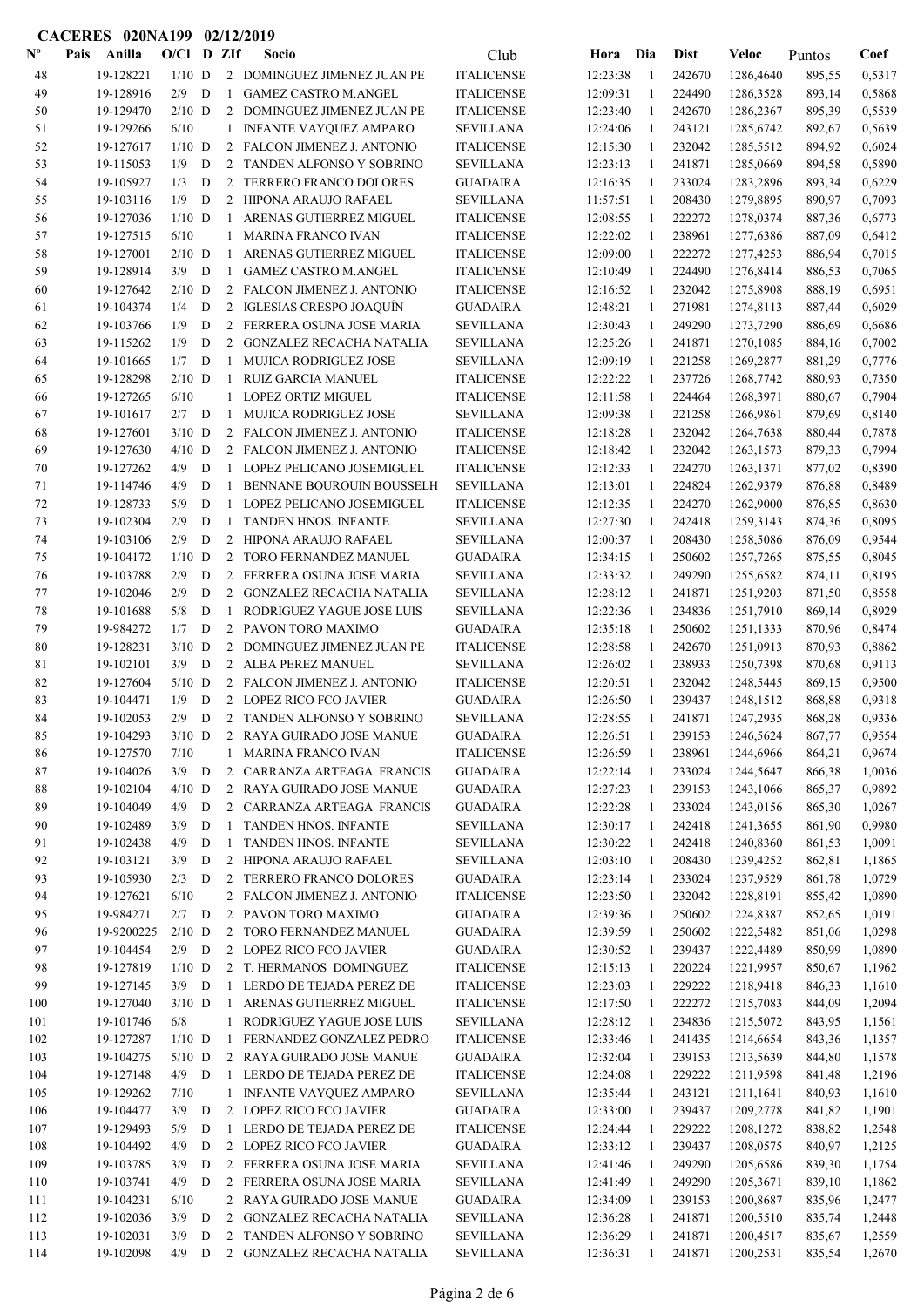**CACERES 020NA199 02/12/2019**

| Nº | Pais | Anilla | O/Cl | D | ZIf | Socio | Club | Hora | Dia | Dist | Veloc | Puntos | Coef |
|---|---|---|---|---|---|---|---|---|---|---|---|---|---|
| 48 | | 19-128221 | 1/10 | D | 2 | DOMINGUEZ JIMENEZ JUAN PE | ITALICENSE | 12:23:38 | 1 | 242670 | 1286,4640 | 895,55 | 0,5317 |
| 49 | | 19-128916 | 2/9 | D | 1 | GAMEZ CASTRO M.ANGEL | ITALICENSE | 12:09:31 | 1 | 224490 | 1286,3528 | 893,14 | 0,5868 |
| 50 | | 19-129470 | 2/10 | D | 2 | DOMINGUEZ JIMENEZ JUAN PE | ITALICENSE | 12:23:40 | 1 | 242670 | 1286,2367 | 895,39 | 0,5539 |
| 51 | | 19-129266 | 6/10 | | 1 | INFANTE VAYQUEZ AMPARO | SEVILLANA | 12:24:06 | 1 | 243121 | 1285,6742 | 892,67 | 0,5639 |
| 52 | | 19-127617 | 1/10 | D | 2 | FALCON JIMENEZ J. ANTONIO | ITALICENSE | 12:15:30 | 1 | 232042 | 1285,5512 | 894,92 | 0,6024 |
| 53 | | 19-115053 | 1/9 | D | 2 | TANDEN ALFONSO Y SOBRINO | SEVILLANA | 12:23:13 | 1 | 241871 | 1285,0669 | 894,58 | 0,5890 |
| 54 | | 19-105927 | 1/3 | D | 2 | TERRERO FRANCO DOLORES | GUADAIRA | 12:16:35 | 1 | 233024 | 1283,2896 | 893,34 | 0,6229 |
| 55 | | 19-103116 | 1/9 | D | 2 | HIPONA ARAUJO RAFAEL | SEVILLANA | 11:57:51 | 1 | 208430 | 1279,8895 | 890,97 | 0,7093 |
| 56 | | 19-127036 | 1/10 | D | 1 | ARENAS GUTIERREZ MIGUEL | ITALICENSE | 12:08:55 | 1 | 222272 | 1278,0374 | 887,36 | 0,6773 |
| 57 | | 19-127515 | 6/10 | | 1 | MARINA FRANCO IVAN | ITALICENSE | 12:22:02 | 1 | 238961 | 1277,6386 | 887,09 | 0,6412 |
| 58 | | 19-127001 | 2/10 | D | 1 | ARENAS GUTIERREZ MIGUEL | ITALICENSE | 12:09:00 | 1 | 222272 | 1277,4253 | 886,94 | 0,7015 |
| 59 | | 19-128914 | 3/9 | D | 1 | GAMEZ CASTRO M.ANGEL | ITALICENSE | 12:10:49 | 1 | 224490 | 1276,8414 | 886,53 | 0,7065 |
| 60 | | 19-127642 | 2/10 | D | 2 | FALCON JIMENEZ J. ANTONIO | ITALICENSE | 12:16:52 | 1 | 232042 | 1275,8908 | 888,19 | 0,6951 |
| 61 | | 19-104374 | 1/4 | D | 2 | IGLESIAS CRESPO JOAQUÍN | GUADAIRA | 12:48:21 | 1 | 271981 | 1274,8113 | 887,44 | 0,6029 |
| 62 | | 19-103766 | 1/9 | D | 2 | FERRERA OSUNA JOSE MARIA | SEVILLANA | 12:30:43 | 1 | 249290 | 1273,7290 | 886,69 | 0,6686 |
| 63 | | 19-115262 | 1/9 | D | 2 | GONZALEZ RECACHA NATALIA | SEVILLANA | 12:25:26 | 1 | 241871 | 1270,1085 | 884,16 | 0,7002 |
| 64 | | 19-101665 | 1/7 | D | 1 | MUJICA RODRIGUEZ JOSE | SEVILLANA | 12:09:19 | 1 | 221258 | 1269,2877 | 881,29 | 0,7776 |
| 65 | | 19-128298 | 2/10 | D | 1 | RUIZ GARCIA MANUEL | ITALICENSE | 12:22:22 | 1 | 237726 | 1268,7742 | 880,93 | 0,7350 |
| 66 | | 19-127265 | 6/10 | | 1 | LOPEZ ORTIZ MIGUEL | ITALICENSE | 12:11:58 | 1 | 224464 | 1268,3971 | 880,67 | 0,7904 |
| 67 | | 19-101617 | 2/7 | D | 1 | MUJICA RODRIGUEZ JOSE | SEVILLANA | 12:09:38 | 1 | 221258 | 1266,9861 | 879,69 | 0,8140 |
| 68 | | 19-127601 | 3/10 | D | 2 | FALCON JIMENEZ J. ANTONIO | ITALICENSE | 12:18:28 | 1 | 232042 | 1264,7638 | 880,44 | 0,7878 |
| 69 | | 19-127630 | 4/10 | D | 2 | FALCON JIMENEZ J. ANTONIO | ITALICENSE | 12:18:42 | 1 | 232042 | 1263,1573 | 879,33 | 0,7994 |
| 70 | | 19-127262 | 4/9 | D | 1 | LOPEZ PELICANO JOSEMIGUEL | ITALICENSE | 12:12:33 | 1 | 224270 | 1263,1371 | 877,02 | 0,8390 |
| 71 | | 19-114746 | 4/9 | D | 1 | BENNANE BOUROUIN BOUSSELH | SEVILLANA | 12:13:01 | 1 | 224824 | 1262,9379 | 876,88 | 0,8489 |
| 72 | | 19-128733 | 5/9 | D | 1 | LOPEZ PELICANO JOSEMIGUEL | ITALICENSE | 12:12:35 | 1 | 224270 | 1262,9000 | 876,85 | 0,8630 |
| 73 | | 19-102304 | 2/9 | D | 1 | TANDEN HNOS. INFANTE | SEVILLANA | 12:27:30 | 1 | 242418 | 1259,3143 | 874,36 | 0,8095 |
| 74 | | 19-103106 | 2/9 | D | 2 | HIPONA ARAUJO RAFAEL | SEVILLANA | 12:00:37 | 1 | 208430 | 1258,5086 | 876,09 | 0,9544 |
| 75 | | 19-104172 | 1/10 | D | 2 | TORO FERNANDEZ MANUEL | GUADAIRA | 12:34:15 | 1 | 250602 | 1257,7265 | 875,55 | 0,8045 |
| 76 | | 19-103788 | 2/9 | D | 2 | FERRERA OSUNA JOSE MARIA | SEVILLANA | 12:33:32 | 1 | 249290 | 1255,6582 | 874,11 | 0,8195 |
| 77 | | 19-102046 | 2/9 | D | 2 | GONZALEZ RECACHA NATALIA | SEVILLANA | 12:28:12 | 1 | 241871 | 1251,9203 | 871,50 | 0,8558 |
| 78 | | 19-101688 | 5/8 | D | 1 | RODRIGUEZ YAGUE JOSE LUIS | SEVILLANA | 12:22:36 | 1 | 234836 | 1251,7910 | 869,14 | 0,8929 |
| 79 | | 19-984272 | 1/7 | D | 2 | PAVON TORO MAXIMO | GUADAIRA | 12:35:18 | 1 | 250602 | 1251,1333 | 870,96 | 0,8474 |
| 80 | | 19-128231 | 3/10 | D | 2 | DOMINGUEZ JIMENEZ JUAN PE | ITALICENSE | 12:28:58 | 1 | 242670 | 1251,0913 | 870,93 | 0,8862 |
| 81 | | 19-102101 | 3/9 | D | 2 | ALBA PEREZ MANUEL | SEVILLANA | 12:26:02 | 1 | 238933 | 1250,7398 | 870,68 | 0,9113 |
| 82 | | 19-127604 | 5/10 | D | 2 | FALCON JIMENEZ J. ANTONIO | ITALICENSE | 12:20:51 | 1 | 232042 | 1248,5445 | 869,15 | 0,9500 |
| 83 | | 19-104471 | 1/9 | D | 2 | LOPEZ RICO FCO JAVIER | GUADAIRA | 12:26:50 | 1 | 239437 | 1248,1512 | 868,88 | 0,9318 |
| 84 | | 19-102053 | 2/9 | D | 2 | TANDEN ALFONSO Y SOBRINO | SEVILLANA | 12:28:55 | 1 | 241871 | 1247,2935 | 868,28 | 0,9336 |
| 85 | | 19-104293 | 3/10 | D | 2 | RAYA GUIRADO JOSE MANUE | GUADAIRA | 12:26:51 | 1 | 239153 | 1246,5624 | 867,77 | 0,9554 |
| 86 | | 19-127570 | 7/10 | | 1 | MARINA FRANCO IVAN | ITALICENSE | 12:26:59 | 1 | 238961 | 1244,6966 | 864,21 | 0,9674 |
| 87 | | 19-104026 | 3/9 | D | 2 | CARRANZA ARTEAGA FRANCIS | GUADAIRA | 12:22:14 | 1 | 233024 | 1244,5647 | 866,38 | 1,0036 |
| 88 | | 19-102104 | 4/10 | D | 2 | RAYA GUIRADO JOSE MANUE | GUADAIRA | 12:27:23 | 1 | 239153 | 1243,1066 | 865,37 | 0,9892 |
| 89 | | 19-104049 | 4/9 | D | 2 | CARRANZA ARTEAGA FRANCIS | GUADAIRA | 12:22:28 | 1 | 233024 | 1243,0156 | 865,30 | 1,0267 |
| 90 | | 19-102489 | 3/9 | D | 1 | TANDEN HNOS. INFANTE | SEVILLANA | 12:30:17 | 1 | 242418 | 1241,3655 | 861,90 | 0,9980 |
| 91 | | 19-102438 | 4/9 | D | 1 | TANDEN HNOS. INFANTE | SEVILLANA | 12:30:22 | 1 | 242418 | 1240,8360 | 861,53 | 1,0091 |
| 92 | | 19-103121 | 3/9 | D | 2 | HIPONA ARAUJO RAFAEL | SEVILLANA | 12:03:10 | 1 | 208430 | 1239,4252 | 862,81 | 1,1865 |
| 93 | | 19-105930 | 2/3 | D | 2 | TERRERO FRANCO DOLORES | GUADAIRA | 12:23:14 | 1 | 233024 | 1237,9529 | 861,78 | 1,0729 |
| 94 | | 19-127621 | 6/10 | | 2 | FALCON JIMENEZ J. ANTONIO | ITALICENSE | 12:23:50 | 1 | 232042 | 1228,8191 | 855,42 | 1,0890 |
| 95 | | 19-984271 | 2/7 | D | 2 | PAVON TORO MAXIMO | GUADAIRA | 12:39:36 | 1 | 250602 | 1224,8387 | 852,65 | 1,0191 |
| 96 | | 19-9200225 | 2/10 | D | 2 | TORO FERNANDEZ MANUEL | GUADAIRA | 12:39:59 | 1 | 250602 | 1222,5482 | 851,06 | 1,0298 |
| 97 | | 19-104454 | 2/9 | D | 2 | LOPEZ RICO FCO JAVIER | GUADAIRA | 12:30:52 | 1 | 239437 | 1222,4489 | 850,99 | 1,0890 |
| 98 | | 19-127819 | 1/10 | D | 2 | T. HERMANOS DOMINGUEZ | ITALICENSE | 12:15:13 | 1 | 220224 | 1221,9957 | 850,67 | 1,1962 |
| 99 | | 19-127145 | 3/9 | D | 1 | LERDO DE TEJADA PEREZ DE | ITALICENSE | 12:23:03 | 1 | 229222 | 1218,9418 | 846,33 | 1,1610 |
| 100 | | 19-127040 | 3/10 | D | 1 | ARENAS GUTIERREZ MIGUEL | ITALICENSE | 12:17:50 | 1 | 222272 | 1215,7083 | 844,09 | 1,2094 |
| 101 | | 19-101746 | 6/8 | | 1 | RODRIGUEZ YAGUE JOSE LUIS | SEVILLANA | 12:28:12 | 1 | 234836 | 1215,5072 | 843,95 | 1,1561 |
| 102 | | 19-127287 | 1/10 | D | 1 | FERNANDEZ GONZALEZ PEDRO | ITALICENSE | 12:33:46 | 1 | 241435 | 1214,6654 | 843,36 | 1,1357 |
| 103 | | 19-104275 | 5/10 | D | 2 | RAYA GUIRADO JOSE MANUE | GUADAIRA | 12:32:04 | 1 | 239153 | 1213,5639 | 844,80 | 1,1578 |
| 104 | | 19-127148 | 4/9 | D | 1 | LERDO DE TEJADA PEREZ DE | ITALICENSE | 12:24:08 | 1 | 229222 | 1211,9598 | 841,48 | 1,2196 |
| 105 | | 19-129262 | 7/10 | | 1 | INFANTE VAYQUEZ AMPARO | SEVILLANA | 12:35:44 | 1 | 243121 | 1211,1641 | 840,93 | 1,1610 |
| 106 | | 19-104477 | 3/9 | D | 2 | LOPEZ RICO FCO JAVIER | GUADAIRA | 12:33:00 | 1 | 239437 | 1209,2778 | 841,82 | 1,1901 |
| 107 | | 19-129493 | 5/9 | D | 1 | LERDO DE TEJADA PEREZ DE | ITALICENSE | 12:24:44 | 1 | 229222 | 1208,1272 | 838,82 | 1,2548 |
| 108 | | 19-104492 | 4/9 | D | 2 | LOPEZ RICO FCO JAVIER | GUADAIRA | 12:33:12 | 1 | 239437 | 1208,0575 | 840,97 | 1,2125 |
| 109 | | 19-103785 | 3/9 | D | 2 | FERRERA OSUNA JOSE MARIA | SEVILLANA | 12:41:46 | 1 | 249290 | 1205,6586 | 839,30 | 1,1754 |
| 110 | | 19-103741 | 4/9 | D | 2 | FERRERA OSUNA JOSE MARIA | SEVILLANA | 12:41:49 | 1 | 249290 | 1205,3671 | 839,10 | 1,1862 |
| 111 | | 19-104231 | 6/10 | | 2 | RAYA GUIRADO JOSE MANUE | GUADAIRA | 12:34:09 | 1 | 239153 | 1200,8687 | 835,96 | 1,2477 |
| 112 | | 19-102036 | 3/9 | D | 2 | GONZALEZ RECACHA NATALIA | SEVILLANA | 12:36:28 | 1 | 241871 | 1200,5510 | 835,74 | 1,2448 |
| 113 | | 19-102031 | 3/9 | D | 2 | TANDEN ALFONSO Y SOBRINO | SEVILLANA | 12:36:29 | 1 | 241871 | 1200,4517 | 835,67 | 1,2559 |
| 114 | | 19-102098 | 4/9 | D | 2 | GONZALEZ RECACHA NATALIA | SEVILLANA | 12:36:31 | 1 | 241871 | 1200,2531 | 835,54 | 1,2670 |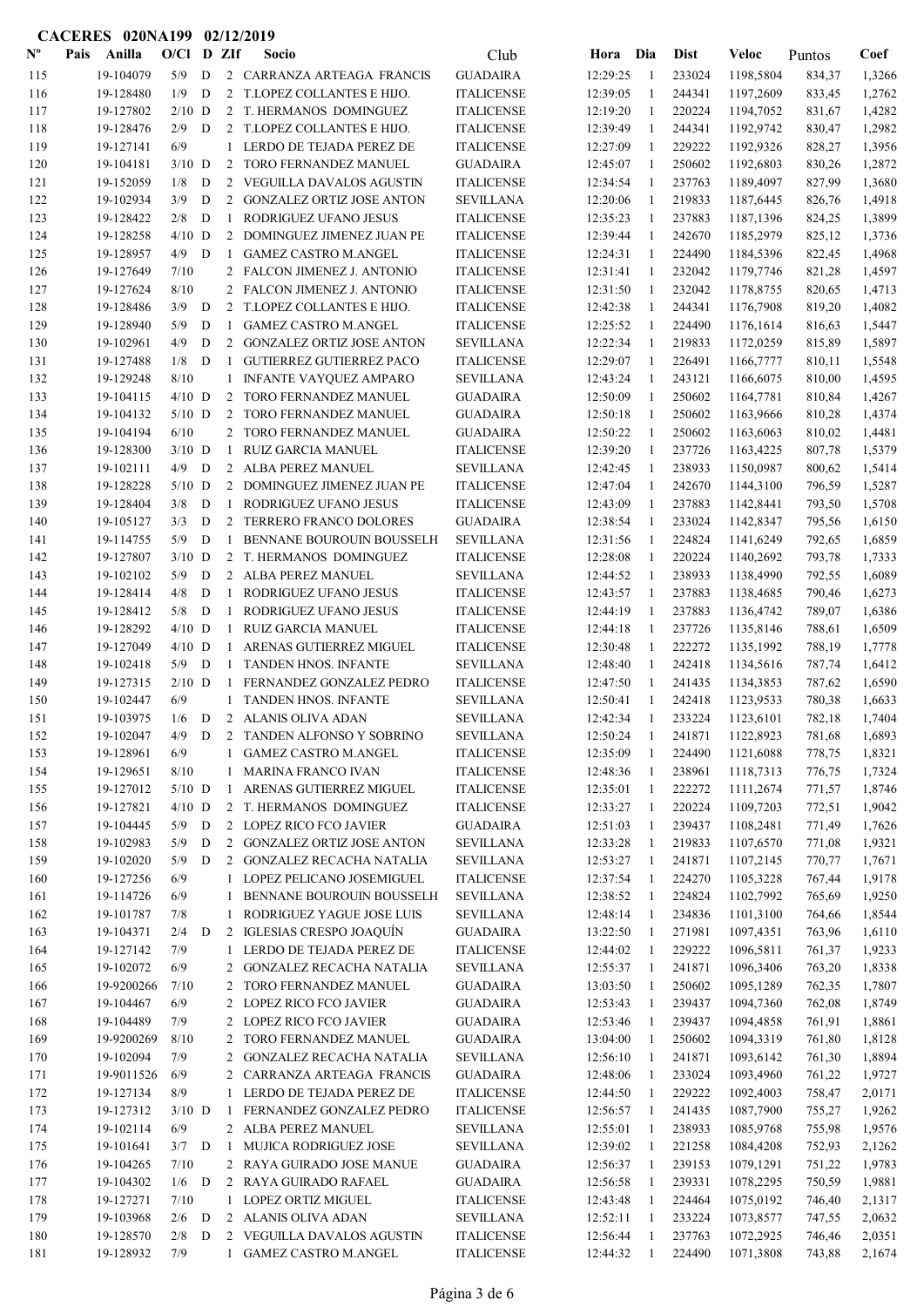**CACERES 020NA199 02/12/2019**

| Nº | Pais | Anilla | O/Cl | D | ZIf | Socio | Club | Hora | Dia | Dist | Veloc | Puntos | Coef |
|---|---|---|---|---|---|---|---|---|---|---|---|---|---|
| 115 | | 19-104079 | 5/9 | D | 2 | CARRANZA ARTEAGA FRANCIS | GUADAIRA | 12:29:25 | 1 | 233024 | 1198,5804 | 834,37 | 1,3266 |
| 116 | | 19-128480 | 1/9 | D | 2 | T.LOPEZ COLLANTES E HIJO. | ITALICENSE | 12:39:05 | 1 | 244341 | 1197,2609 | 833,45 | 1,2762 |
| 117 | | 19-127802 | 2/10 | D | 2 | T. HERMANOS DOMINGUEZ | ITALICENSE | 12:19:20 | 1 | 220224 | 1194,7052 | 831,67 | 1,4282 |
| 118 | | 19-128476 | 2/9 | D | 2 | T.LOPEZ COLLANTES E HIJO. | ITALICENSE | 12:39:49 | 1 | 244341 | 1192,9742 | 830,47 | 1,2982 |
| 119 | | 19-127141 | 6/9 | | 1 | LERDO DE TEJADA PEREZ DE | ITALICENSE | 12:27:09 | 1 | 229222 | 1192,9326 | 828,27 | 1,3956 |
| 120 | | 19-104181 | 3/10 | D | 2 | TORO FERNANDEZ MANUEL | GUADAIRA | 12:45:07 | 1 | 250602 | 1192,6803 | 830,26 | 1,2872 |
| 121 | | 19-152059 | 1/8 | D | 2 | VEGUILLA DAVALOS AGUSTIN | ITALICENSE | 12:34:54 | 1 | 237763 | 1189,4097 | 827,99 | 1,3680 |
| 122 | | 19-102934 | 3/9 | D | 2 | GONZALEZ ORTIZ JOSE ANTON | SEVILLANA | 12:20:06 | 1 | 219833 | 1187,6445 | 826,76 | 1,4918 |
| 123 | | 19-128422 | 2/8 | D | 1 | RODRIGUEZ UFANO JESUS | ITALICENSE | 12:35:23 | 1 | 237883 | 1187,1396 | 824,25 | 1,3899 |
| 124 | | 19-128258 | 4/10 | D | 2 | DOMINGUEZ JIMENEZ JUAN PE | ITALICENSE | 12:39:44 | 1 | 242670 | 1185,2979 | 825,12 | 1,3736 |
| 125 | | 19-128957 | 4/9 | D | 1 | GAMEZ CASTRO M.ANGEL | ITALICENSE | 12:24:31 | 1 | 224490 | 1184,5396 | 822,45 | 1,4968 |
| 126 | | 19-127649 | 7/10 | | 2 | FALCON JIMENEZ J. ANTONIO | ITALICENSE | 12:31:01 | 1 | 232042 | 1179,7746 | 821,28 | 1,4597 |
| 127 | | 19-127624 | 8/10 | | 2 | FALCON JIMENEZ J. ANTONIO | ITALICENSE | 12:31:50 | 1 | 232042 | 1178,8755 | 820,65 | 1,4713 |
| 128 | | 19-128486 | 3/9 | D | 2 | T.LOPEZ COLLANTES E HIJO. | ITALICENSE | 12:42:38 | 1 | 244341 | 1176,7908 | 819,20 | 1,4082 |
| 129 | | 19-128940 | 5/9 | D | 1 | GAMEZ CASTRO M.ANGEL | ITALICENSE | 12:25:52 | 1 | 224490 | 1176,1614 | 816,63 | 1,5447 |
| 130 | | 19-102961 | 4/9 | D | 2 | GONZALEZ ORTIZ JOSE ANTON | SEVILLANA | 12:22:34 | 1 | 219833 | 1172,0259 | 815,89 | 1,5897 |
| 131 | | 19-127488 | 1/8 | D | 1 | GUTIERREZ GUTIERREZ PACO | ITALICENSE | 12:29:07 | 1 | 226491 | 1166,7777 | 810,11 | 1,5548 |
| 132 | | 19-129248 | 8/10 | | 1 | INFANTE VAYQUEZ AMPARO | SEVILLANA | 12:43:24 | 1 | 243121 | 1166,6075 | 810,00 | 1,4595 |
| 133 | | 19-104115 | 4/10 | D | 2 | TORO FERNANDEZ MANUEL | GUADAIRA | 12:50:09 | 1 | 250602 | 1164,7781 | 810,84 | 1,4267 |
| 134 | | 19-104132 | 5/10 | D | 2 | TORO FERNANDEZ MANUEL | GUADAIRA | 12:50:18 | 1 | 250602 | 1163,9666 | 810,28 | 1,4374 |
| 135 | | 19-104194 | 6/10 | | 2 | TORO FERNANDEZ MANUEL | GUADAIRA | 12:50:22 | 1 | 250602 | 1163,6063 | 810,02 | 1,4481 |
| 136 | | 19-128300 | 3/10 | D | 1 | RUIZ GARCIA MANUEL | ITALICENSE | 12:39:20 | 1 | 237726 | 1163,4225 | 807,78 | 1,5379 |
| 137 | | 19-102111 | 4/9 | D | 2 | ALBA PEREZ MANUEL | SEVILLANA | 12:42:45 | 1 | 238933 | 1150,0987 | 800,62 | 1,5414 |
| 138 | | 19-128228 | 5/10 | D | 2 | DOMINGUEZ JIMENEZ JUAN PE | ITALICENSE | 12:47:04 | 1 | 242670 | 1144,3100 | 796,59 | 1,5287 |
| 139 | | 19-128404 | 3/8 | D | 1 | RODRIGUEZ UFANO JESUS | ITALICENSE | 12:43:09 | 1 | 237883 | 1142,8441 | 793,50 | 1,5708 |
| 140 | | 19-105127 | 3/3 | D | 2 | TERRERO FRANCO DOLORES | GUADAIRA | 12:38:54 | 1 | 233024 | 1142,8347 | 795,56 | 1,6150 |
| 141 | | 19-114755 | 5/9 | D | 1 | BENNANE BOUROUIN BOUSSELH | SEVILLANA | 12:31:56 | 1 | 224824 | 1141,6249 | 792,65 | 1,6859 |
| 142 | | 19-127807 | 3/10 | D | 2 | T. HERMANOS DOMINGUEZ | ITALICENSE | 12:28:08 | 1 | 220224 | 1140,2692 | 793,78 | 1,7333 |
| 143 | | 19-102102 | 5/9 | D | 2 | ALBA PEREZ MANUEL | SEVILLANA | 12:44:52 | 1 | 238933 | 1138,4990 | 792,55 | 1,6089 |
| 144 | | 19-128414 | 4/8 | D | 1 | RODRIGUEZ UFANO JESUS | ITALICENSE | 12:43:57 | 1 | 237883 | 1138,4685 | 790,46 | 1,6273 |
| 145 | | 19-128412 | 5/8 | D | 1 | RODRIGUEZ UFANO JESUS | ITALICENSE | 12:44:19 | 1 | 237883 | 1136,4742 | 789,07 | 1,6386 |
| 146 | | 19-128292 | 4/10 | D | 1 | RUIZ GARCIA MANUEL | ITALICENSE | 12:44:18 | 1 | 237726 | 1135,8146 | 788,61 | 1,6509 |
| 147 | | 19-127049 | 4/10 | D | 1 | ARENAS GUTIERREZ MIGUEL | ITALICENSE | 12:30:48 | 1 | 222272 | 1135,1992 | 788,19 | 1,7778 |
| 148 | | 19-102418 | 5/9 | D | 1 | TANDEN HNOS. INFANTE | SEVILLANA | 12:48:40 | 1 | 242418 | 1134,5616 | 787,74 | 1,6412 |
| 149 | | 19-127315 | 2/10 | D | 1 | FERNANDEZ GONZALEZ PEDRO | ITALICENSE | 12:47:50 | 1 | 241435 | 1134,3853 | 787,62 | 1,6590 |
| 150 | | 19-102447 | 6/9 | | 1 | TANDEN HNOS. INFANTE | SEVILLANA | 12:50:41 | 1 | 242418 | 1123,9533 | 780,38 | 1,6633 |
| 151 | | 19-103975 | 1/6 | D | 2 | ALANIS OLIVA ADAN | SEVILLANA | 12:42:34 | 1 | 233224 | 1123,6101 | 782,18 | 1,7404 |
| 152 | | 19-102047 | 4/9 | D | 2 | TANDEN ALFONSO Y SOBRINO | SEVILLANA | 12:50:24 | 1 | 241871 | 1122,8923 | 781,68 | 1,6893 |
| 153 | | 19-128961 | 6/9 | | 1 | GAMEZ CASTRO M.ANGEL | ITALICENSE | 12:35:09 | 1 | 224490 | 1121,6088 | 778,75 | 1,8321 |
| 154 | | 19-129651 | 8/10 | | 1 | MARINA FRANCO IVAN | ITALICENSE | 12:48:36 | 1 | 238961 | 1118,7313 | 776,75 | 1,7324 |
| 155 | | 19-127012 | 5/10 | D | 1 | ARENAS GUTIERREZ MIGUEL | ITALICENSE | 12:35:01 | 1 | 222272 | 1111,2674 | 771,57 | 1,8746 |
| 156 | | 19-127821 | 4/10 | D | 2 | T. HERMANOS DOMINGUEZ | ITALICENSE | 12:33:27 | 1 | 220224 | 1109,7203 | 772,51 | 1,9042 |
| 157 | | 19-104445 | 5/9 | D | 2 | LOPEZ RICO FCO JAVIER | GUADAIRA | 12:51:03 | 1 | 239437 | 1108,2481 | 771,49 | 1,7626 |
| 158 | | 19-102983 | 5/9 | D | 2 | GONZALEZ ORTIZ JOSE ANTON | SEVILLANA | 12:33:28 | 1 | 219833 | 1107,6570 | 771,08 | 1,9321 |
| 159 | | 19-102020 | 5/9 | D | 2 | GONZALEZ RECACHA NATALIA | SEVILLANA | 12:53:27 | 1 | 241871 | 1107,2145 | 770,77 | 1,7671 |
| 160 | | 19-127256 | 6/9 | | 1 | LOPEZ PELICANO JOSEMIGUEL | ITALICENSE | 12:37:54 | 1 | 224270 | 1105,3228 | 767,44 | 1,9178 |
| 161 | | 19-114726 | 6/9 | | 1 | BENNANE BOUROUIN BOUSSELH | SEVILLANA | 12:38:52 | 1 | 224824 | 1102,7992 | 765,69 | 1,9250 |
| 162 | | 19-101787 | 7/8 | | 1 | RODRIGUEZ YAGUE JOSE LUIS | SEVILLANA | 12:48:14 | 1 | 234836 | 1101,3100 | 764,66 | 1,8544 |
| 163 | | 19-104371 | 2/4 | D | 2 | IGLESIAS CRESPO JOAQUÍN | GUADAIRA | 13:22:50 | 1 | 271981 | 1097,4351 | 763,96 | 1,6110 |
| 164 | | 19-127142 | 7/9 | | 1 | LERDO DE TEJADA PEREZ DE | ITALICENSE | 12:44:02 | 1 | 229222 | 1096,5811 | 761,37 | 1,9233 |
| 165 | | 19-102072 | 6/9 | | 2 | GONZALEZ RECACHA NATALIA | SEVILLANA | 12:55:37 | 1 | 241871 | 1096,3406 | 763,20 | 1,8338 |
| 166 | | 19-9200266 | 7/10 | | 2 | TORO FERNANDEZ MANUEL | GUADAIRA | 13:03:50 | 1 | 250602 | 1095,1289 | 762,35 | 1,7807 |
| 167 | | 19-104467 | 6/9 | | 2 | LOPEZ RICO FCO JAVIER | GUADAIRA | 12:53:43 | 1 | 239437 | 1094,7360 | 762,08 | 1,8749 |
| 168 | | 19-104489 | 7/9 | | 2 | LOPEZ RICO FCO JAVIER | GUADAIRA | 12:53:46 | 1 | 239437 | 1094,4858 | 761,91 | 1,8861 |
| 169 | | 19-9200269 | 8/10 | | 2 | TORO FERNANDEZ MANUEL | GUADAIRA | 13:04:00 | 1 | 250602 | 1094,3319 | 761,80 | 1,8128 |
| 170 | | 19-102094 | 7/9 | | 2 | GONZALEZ RECACHA NATALIA | SEVILLANA | 12:56:10 | 1 | 241871 | 1093,6142 | 761,30 | 1,8894 |
| 171 | | 19-9011526 | 6/9 | | 2 | CARRANZA ARTEAGA FRANCIS | GUADAIRA | 12:48:06 | 1 | 233024 | 1093,4960 | 761,22 | 1,9727 |
| 172 | | 19-127134 | 8/9 | | 1 | LERDO DE TEJADA PEREZ DE | ITALICENSE | 12:44:50 | 1 | 229222 | 1092,4003 | 758,47 | 2,0171 |
| 173 | | 19-127312 | 3/10 | D | 1 | FERNANDEZ GONZALEZ PEDRO | ITALICENSE | 12:56:57 | 1 | 241435 | 1087,7900 | 755,27 | 1,9262 |
| 174 | | 19-102114 | 6/9 | | 2 | ALBA PEREZ MANUEL | SEVILLANA | 12:55:01 | 1 | 238933 | 1085,9768 | 755,98 | 1,9576 |
| 175 | | 19-101641 | 3/7 | D | 1 | MUJICA RODRIGUEZ JOSE | SEVILLANA | 12:39:02 | 1 | 221258 | 1084,4208 | 752,93 | 2,1262 |
| 176 | | 19-104265 | 7/10 | | 2 | RAYA GUIRADO JOSE MANUE | GUADAIRA | 12:56:37 | 1 | 239153 | 1079,1291 | 751,22 | 1,9783 |
| 177 | | 19-104302 | 1/6 | D | 2 | RAYA GUIRADO RAFAEL | GUADAIRA | 12:56:58 | 1 | 239331 | 1078,2295 | 750,59 | 1,9881 |
| 178 | | 19-127271 | 7/10 | | 1 | LOPEZ ORTIZ MIGUEL | ITALICENSE | 12:43:48 | 1 | 224464 | 1075,0192 | 746,40 | 2,1317 |
| 179 | | 19-103968 | 2/6 | D | 2 | ALANIS OLIVA ADAN | SEVILLANA | 12:52:11 | 1 | 233224 | 1073,8577 | 747,55 | 2,0632 |
| 180 | | 19-128570 | 2/8 | D | 2 | VEGUILLA DAVALOS AGUSTIN | ITALICENSE | 12:56:44 | 1 | 237763 | 1072,2925 | 746,46 | 2,0351 |
| 181 | | 19-128932 | 7/9 | | 1 | GAMEZ CASTRO M.ANGEL | ITALICENSE | 12:44:32 | 1 | 224490 | 1071,3808 | 743,88 | 2,1674 |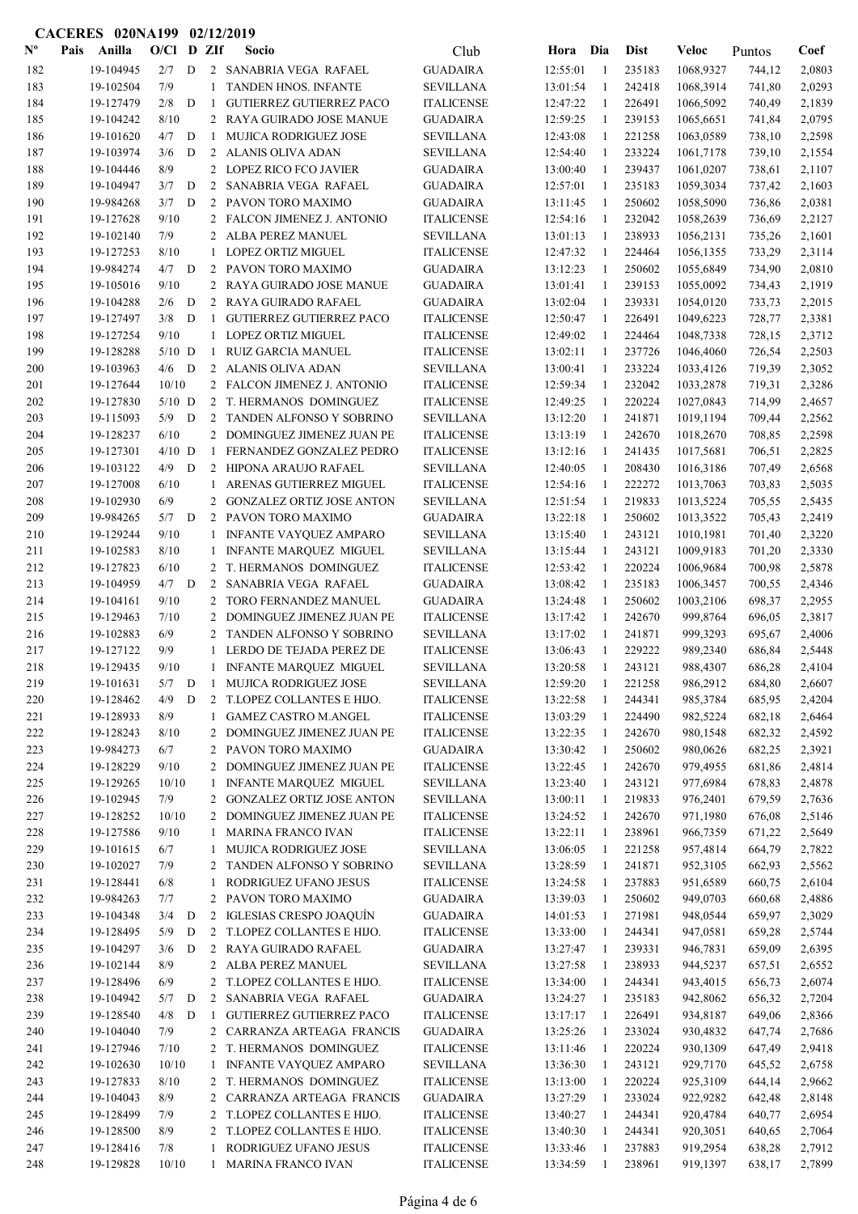**CACERES 020NA199 02/12/2019**

| Nº | Pais | Anilla | O/Cl | D | ZIf | Socio | Club | Hora | Dia | Dist | Veloc | Puntos | Coef |
|---|---|---|---|---|---|---|---|---|---|---|---|---|---|
| 182 | | 19-104945 | 2/7 | D | 2 | SANABRIA VEGA RAFAEL | GUADAIRA | 12:55:01 | 1 | 235183 | 1068,9327 | 744,12 | 2,0803 |
| 183 | | 19-102504 | 7/9 | | 1 | TANDEN HNOS. INFANTE | SEVILLANA | 13:01:54 | 1 | 242418 | 1068,3914 | 741,80 | 2,0293 |
| 184 | | 19-127479 | 2/8 | D | 1 | GUTIERREZ GUTIERREZ PACO | ITALICENSE | 12:47:22 | 1 | 226491 | 1066,5092 | 740,49 | 2,1839 |
| 185 | | 19-104242 | 8/10 | | 2 | RAYA GUIRADO JOSE MANUE | GUADAIRA | 12:59:25 | 1 | 239153 | 1065,6651 | 741,84 | 2,0795 |
| 186 | | 19-101620 | 4/7 | D | 1 | MUJICA RODRIGUEZ JOSE | SEVILLANA | 12:43:08 | 1 | 221258 | 1063,0589 | 738,10 | 2,2598 |
| 187 | | 19-103974 | 3/6 | D | 2 | ALANIS OLIVA ADAN | SEVILLANA | 12:54:40 | 1 | 233224 | 1061,7178 | 739,10 | 2,1554 |
| 188 | | 19-104446 | 8/9 | | 2 | LOPEZ RICO FCO JAVIER | GUADAIRA | 13:00:40 | 1 | 239437 | 1061,0207 | 738,61 | 2,1107 |
| 189 | | 19-104947 | 3/7 | D | 2 | SANABRIA VEGA RAFAEL | GUADAIRA | 12:57:01 | 1 | 235183 | 1059,3034 | 737,42 | 2,1603 |
| 190 | | 19-984268 | 3/7 | D | 2 | PAVON TORO MAXIMO | GUADAIRA | 13:11:45 | 1 | 250602 | 1058,5090 | 736,86 | 2,0381 |
| 191 | | 19-127628 | 9/10 | | 2 | FALCON JIMENEZ J. ANTONIO | ITALICENSE | 12:54:16 | 1 | 232042 | 1058,2639 | 736,69 | 2,2127 |
| 192 | | 19-102140 | 7/9 | | 2 | ALBA PEREZ MANUEL | SEVILLANA | 13:01:13 | 1 | 238933 | 1056,2131 | 735,26 | 2,1601 |
| 193 | | 19-127253 | 8/10 | | 1 | LOPEZ ORTIZ MIGUEL | ITALICENSE | 12:47:32 | 1 | 224464 | 1056,1355 | 733,29 | 2,3114 |
| 194 | | 19-984274 | 4/7 | D | 2 | PAVON TORO MAXIMO | GUADAIRA | 13:12:23 | 1 | 250602 | 1055,6849 | 734,90 | 2,0810 |
| 195 | | 19-105016 | 9/10 | | 2 | RAYA GUIRADO JOSE MANUE | GUADAIRA | 13:01:41 | 1 | 239153 | 1055,0092 | 734,43 | 2,1919 |
| 196 | | 19-104288 | 2/6 | D | 2 | RAYA GUIRADO RAFAEL | GUADAIRA | 13:02:04 | 1 | 239331 | 1054,0120 | 733,73 | 2,2015 |
| 197 | | 19-127497 | 3/8 | D | 1 | GUTIERREZ GUTIERREZ PACO | ITALICENSE | 12:50:47 | 1 | 226491 | 1049,6223 | 728,77 | 2,3381 |
| 198 | | 19-127254 | 9/10 | | 1 | LOPEZ ORTIZ MIGUEL | ITALICENSE | 12:49:02 | 1 | 224464 | 1048,7338 | 728,15 | 2,3712 |
| 199 | | 19-128288 | 5/10 | D | 1 | RUIZ GARCIA MANUEL | ITALICENSE | 13:02:11 | 1 | 237726 | 1046,4060 | 726,54 | 2,2503 |
| 200 | | 19-103963 | 4/6 | D | 2 | ALANIS OLIVA ADAN | SEVILLANA | 13:00:41 | 1 | 233224 | 1033,4126 | 719,39 | 2,3052 |
| 201 | | 19-127644 | 10/10 | | 2 | FALCON JIMENEZ J. ANTONIO | ITALICENSE | 12:59:34 | 1 | 232042 | 1033,2878 | 719,31 | 2,3286 |
| 202 | | 19-127830 | 5/10 | D | 2 | T. HERMANOS DOMINGUEZ | ITALICENSE | 12:49:25 | 1 | 220224 | 1027,0843 | 714,99 | 2,4657 |
| 203 | | 19-115093 | 5/9 | D | 2 | TANDEN ALFONSO Y SOBRINO | SEVILLANA | 13:12:20 | 1 | 241871 | 1019,1194 | 709,44 | 2,2562 |
| 204 | | 19-128237 | 6/10 | | 2 | DOMINGUEZ JIMENEZ JUAN PE | ITALICENSE | 13:13:19 | 1 | 242670 | 1018,2670 | 708,85 | 2,2598 |
| 205 | | 19-127301 | 4/10 | D | 1 | FERNANDEZ GONZALEZ PEDRO | ITALICENSE | 13:12:16 | 1 | 241435 | 1017,5681 | 706,51 | 2,2825 |
| 206 | | 19-103122 | 4/9 | D | 2 | HIPONA ARAUJO RAFAEL | SEVILLANA | 12:40:05 | 1 | 208430 | 1016,3186 | 707,49 | 2,6568 |
| 207 | | 19-127008 | 6/10 | | 1 | ARENAS GUTIERREZ MIGUEL | ITALICENSE | 12:54:16 | 1 | 222272 | 1013,7063 | 703,83 | 2,5035 |
| 208 | | 19-102930 | 6/9 | | 2 | GONZALEZ ORTIZ JOSE ANTON | SEVILLANA | 12:51:54 | 1 | 219833 | 1013,5224 | 705,55 | 2,5435 |
| 209 | | 19-984265 | 5/7 | D | 2 | PAVON TORO MAXIMO | GUADAIRA | 13:22:18 | 1 | 250602 | 1013,3522 | 705,43 | 2,2419 |
| 210 | | 19-129244 | 9/10 | | 1 | INFANTE VAYQUEZ AMPARO | SEVILLANA | 13:15:40 | 1 | 243121 | 1010,1981 | 701,40 | 2,3220 |
| 211 | | 19-102583 | 8/10 | | 1 | INFANTE MARQUEZ MIGUEL | SEVILLANA | 13:15:44 | 1 | 243121 | 1009,9183 | 701,20 | 2,3330 |
| 212 | | 19-127823 | 6/10 | | 2 | T. HERMANOS DOMINGUEZ | ITALICENSE | 12:53:42 | 1 | 220224 | 1006,9684 | 700,98 | 2,5878 |
| 213 | | 19-104959 | 4/7 | D | 2 | SANABRIA VEGA RAFAEL | GUADAIRA | 13:08:42 | 1 | 235183 | 1006,3457 | 700,55 | 2,4346 |
| 214 | | 19-104161 | 9/10 | | 2 | TORO FERNANDEZ MANUEL | GUADAIRA | 13:24:48 | 1 | 250602 | 1003,2106 | 698,37 | 2,2955 |
| 215 | | 19-129463 | 7/10 | | 2 | DOMINGUEZ JIMENEZ JUAN PE | ITALICENSE | 13:17:42 | 1 | 242670 | 999,8764 | 696,05 | 2,3817 |
| 216 | | 19-102883 | 6/9 | | 2 | TANDEN ALFONSO Y SOBRINO | SEVILLANA | 13:17:02 | 1 | 241871 | 999,3293 | 695,67 | 2,4006 |
| 217 | | 19-127122 | 9/9 | | 1 | LERDO DE TEJADA PEREZ DE | ITALICENSE | 13:06:43 | 1 | 229222 | 989,2340 | 686,84 | 2,5448 |
| 218 | | 19-129435 | 9/10 | | 1 | INFANTE MARQUEZ MIGUEL | SEVILLANA | 13:20:58 | 1 | 243121 | 988,4307 | 686,28 | 2,4104 |
| 219 | | 19-101631 | 5/7 | D | 1 | MUJICA RODRIGUEZ JOSE | SEVILLANA | 12:59:20 | 1 | 221258 | 986,2912 | 684,80 | 2,6607 |
| 220 | | 19-128462 | 4/9 | D | 2 | T.LOPEZ COLLANTES E HIJO. | ITALICENSE | 13:22:58 | 1 | 244341 | 985,3784 | 685,95 | 2,4204 |
| 221 | | 19-128933 | 8/9 | | 1 | GAMEZ CASTRO M.ANGEL | ITALICENSE | 13:03:29 | 1 | 224490 | 982,5224 | 682,18 | 2,6464 |
| 222 | | 19-128243 | 8/10 | | 2 | DOMINGUEZ JIMENEZ JUAN PE | ITALICENSE | 13:22:35 | 1 | 242670 | 980,1548 | 682,32 | 2,4592 |
| 223 | | 19-984273 | 6/7 | | 2 | PAVON TORO MAXIMO | GUADAIRA | 13:30:42 | 1 | 250602 | 980,0626 | 682,25 | 2,3921 |
| 224 | | 19-128229 | 9/10 | | 2 | DOMINGUEZ JIMENEZ JUAN PE | ITALICENSE | 13:22:45 | 1 | 242670 | 979,4955 | 681,86 | 2,4814 |
| 225 | | 19-129265 | 10/10 | | 1 | INFANTE MARQUEZ MIGUEL | SEVILLANA | 13:23:40 | 1 | 243121 | 977,6984 | 678,83 | 2,4878 |
| 226 | | 19-102945 | 7/9 | | 2 | GONZALEZ ORTIZ JOSE ANTON | SEVILLANA | 13:00:11 | 1 | 219833 | 976,2401 | 679,59 | 2,7636 |
| 227 | | 19-128252 | 10/10 | | 2 | DOMINGUEZ JIMENEZ JUAN PE | ITALICENSE | 13:24:52 | 1 | 242670 | 971,1980 | 676,08 | 2,5146 |
| 228 | | 19-127586 | 9/10 | | 1 | MARINA FRANCO IVAN | ITALICENSE | 13:22:11 | 1 | 238961 | 966,7359 | 671,22 | 2,5649 |
| 229 | | 19-101615 | 6/7 | | 1 | MUJICA RODRIGUEZ JOSE | SEVILLANA | 13:06:05 | 1 | 221258 | 957,4814 | 664,79 | 2,7822 |
| 230 | | 19-102027 | 7/9 | | 2 | TANDEN ALFONSO Y SOBRINO | SEVILLANA | 13:28:59 | 1 | 241871 | 952,3105 | 662,93 | 2,5562 |
| 231 | | 19-128441 | 6/8 | | 1 | RODRIGUEZ UFANO JESUS | ITALICENSE | 13:24:58 | 1 | 237883 | 951,6589 | 660,75 | 2,6104 |
| 232 | | 19-984263 | 7/7 | | 2 | PAVON TORO MAXIMO | GUADAIRA | 13:39:03 | 1 | 250602 | 949,0703 | 660,68 | 2,4886 |
| 233 | | 19-104348 | 3/4 | D | 2 | IGLESIAS CRESPO JOAQUÍN | GUADAIRA | 14:01:53 | 1 | 271981 | 948,0544 | 659,97 | 2,3029 |
| 234 | | 19-128495 | 5/9 | D | 2 | T.LOPEZ COLLANTES E HIJO. | ITALICENSE | 13:33:00 | 1 | 244341 | 947,0581 | 659,28 | 2,5744 |
| 235 | | 19-104297 | 3/6 | D | 2 | RAYA GUIRADO RAFAEL | GUADAIRA | 13:27:47 | 1 | 239331 | 946,7831 | 659,09 | 2,6395 |
| 236 | | 19-102144 | 8/9 | | 2 | ALBA PEREZ MANUEL | SEVILLANA | 13:27:58 | 1 | 238933 | 944,5237 | 657,51 | 2,6552 |
| 237 | | 19-128496 | 6/9 | | 2 | T.LOPEZ COLLANTES E HIJO. | ITALICENSE | 13:34:00 | 1 | 244341 | 943,4015 | 656,73 | 2,6074 |
| 238 | | 19-104942 | 5/7 | D | 2 | SANABRIA VEGA RAFAEL | GUADAIRA | 13:24:27 | 1 | 235183 | 942,8062 | 656,32 | 2,7204 |
| 239 | | 19-128540 | 4/8 | D | 1 | GUTIERREZ GUTIERREZ PACO | ITALICENSE | 13:17:17 | 1 | 226491 | 934,8187 | 649,06 | 2,8366 |
| 240 | | 19-104040 | 7/9 | | 2 | CARRANZA ARTEAGA FRANCIS | GUADAIRA | 13:25:26 | 1 | 233024 | 930,4832 | 647,74 | 2,7686 |
| 241 | | 19-127946 | 7/10 | | 2 | T. HERMANOS DOMINGUEZ | ITALICENSE | 13:11:46 | 1 | 220224 | 930,1309 | 647,49 | 2,9418 |
| 242 | | 19-102630 | 10/10 | | 1 | INFANTE VAYQUEZ AMPARO | SEVILLANA | 13:36:30 | 1 | 243120 | 929,7170 | 645,52 | 2,6758 |
| 243 | | 19-127833 | 8/10 | | 2 | T. HERMANOS DOMINGUEZ | ITALICENSE | 13:13:00 | 1 | 220224 | 925,3109 | 644,14 | 2,9662 |
| 244 | | 19-104043 | 8/9 | | 2 | CARRANZA ARTEAGA FRANCIS | GUADAIRA | 13:27:29 | 1 | 233024 | 922,9282 | 642,48 | 2,8148 |
| 245 | | 19-128499 | 7/9 | | 2 | T.LOPEZ COLLANTES E HIJO. | ITALICENSE | 13:40:27 | 1 | 244341 | 920,4784 | 640,77 | 2,6954 |
| 246 | | 19-128500 | 8/9 | | 2 | T.LOPEZ COLLANTES E HIJO. | ITALICENSE | 13:40:30 | 1 | 244341 | 920,3051 | 640,65 | 2,7064 |
| 247 | | 19-128416 | 7/8 | | 1 | RODRIGUEZ UFANO JESUS | ITALICENSE | 13:33:46 | 1 | 237883 | 919,2954 | 638,28 | 2,7912 |
| 248 | | 19-129828 | 10/10 | | 1 | MARINA FRANCO IVAN | ITALICENSE | 13:34:59 | 1 | 238961 | 919,1397 | 638,17 | 2,7899 |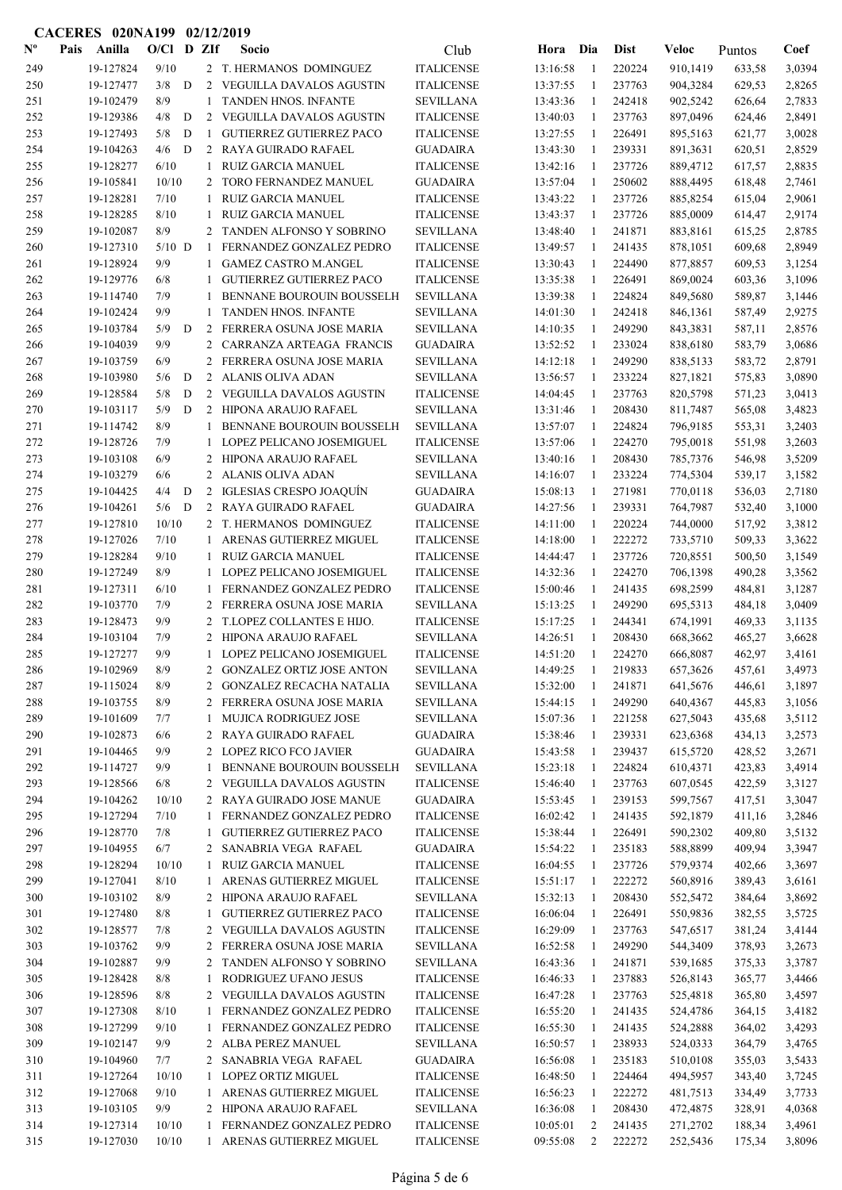**CACERES 020NA199 02/12/2019**

| Nº | Pais | Anilla | O/Cl | D | ZIf | Socio | Club | Hora | Dia | Dist | Veloc | Puntos | Coef |
|---|---|---|---|---|---|---|---|---|---|---|---|---|---|
| 249 | | 19-127824 | 9/10 | | 2 | T. HERMANOS DOMINGUEZ | ITALICENSE | 13:16:58 | 1 | 220224 | 910,1419 | 633,58 | 3,0394 |
| 250 | | 19-127477 | 3/8 | D | 2 | VEGUILLA DAVALOS AGUSTIN | ITALICENSE | 13:37:55 | 1 | 237763 | 904,3284 | 629,53 | 2,8265 |
| 251 | | 19-102479 | 8/9 | | 1 | TANDEN HNOS. INFANTE | SEVILLANA | 13:43:36 | 1 | 242418 | 902,5242 | 626,64 | 2,7833 |
| 252 | | 19-129386 | 4/8 | D | 2 | VEGUILLA DAVALOS AGUSTIN | ITALICENSE | 13:40:03 | 1 | 237763 | 897,0496 | 624,46 | 2,8491 |
| 253 | | 19-127493 | 5/8 | D | 1 | GUTIERREZ GUTIERREZ PACO | ITALICENSE | 13:27:55 | 1 | 226491 | 895,5163 | 621,77 | 3,0028 |
| 254 | | 19-104263 | 4/6 | D | 2 | RAYA GUIRADO RAFAEL | GUADAIRA | 13:43:30 | 1 | 239331 | 891,3631 | 620,51 | 2,8529 |
| 255 | | 19-128277 | 6/10 | | 1 | RUIZ GARCIA MANUEL | ITALICENSE | 13:42:16 | 1 | 237726 | 889,4712 | 617,57 | 2,8835 |
| 256 | | 19-105841 | 10/10 | | 2 | TORO FERNANDEZ MANUEL | GUADAIRA | 13:57:04 | 1 | 250602 | 888,4495 | 618,48 | 2,7461 |
| 257 | | 19-128281 | 7/10 | | 1 | RUIZ GARCIA MANUEL | ITALICENSE | 13:43:22 | 1 | 237726 | 885,8254 | 615,04 | 2,9061 |
| 258 | | 19-128285 | 8/10 | | 1 | RUIZ GARCIA MANUEL | ITALICENSE | 13:43:37 | 1 | 237726 | 885,0009 | 614,47 | 2,9174 |
| 259 | | 19-102087 | 8/9 | | 2 | TANDEN ALFONSO Y SOBRINO | SEVILLANA | 13:48:40 | 1 | 241871 | 883,8161 | 615,25 | 2,8785 |
| 260 | | 19-127310 | 5/10 | D | 1 | FERNANDEZ GONZALEZ PEDRO | ITALICENSE | 13:49:57 | 1 | 241435 | 878,1051 | 609,68 | 2,8949 |
| 261 | | 19-128924 | 9/9 | | 1 | GAMEZ CASTRO M.ANGEL | ITALICENSE | 13:30:43 | 1 | 224490 | 877,8857 | 609,53 | 3,1254 |
| 262 | | 19-129776 | 6/8 | | 1 | GUTIERREZ GUTIERREZ PACO | ITALICENSE | 13:35:38 | 1 | 226491 | 869,0024 | 603,36 | 3,1096 |
| 263 | | 19-114740 | 7/9 | | 1 | BENNANE BOUROUIN BOUSSELH | SEVILLANA | 13:39:38 | 1 | 224824 | 849,5680 | 589,87 | 3,1446 |
| 264 | | 19-102424 | 9/9 | | 1 | TANDEN HNOS. INFANTE | SEVILLANA | 14:01:30 | 1 | 242418 | 846,1361 | 587,49 | 2,9275 |
| 265 | | 19-103784 | 5/9 | D | 2 | FERRERA OSUNA JOSE MARIA | SEVILLANA | 14:10:35 | 1 | 249290 | 843,3831 | 587,11 | 2,8576 |
| 266 | | 19-104039 | 9/9 | | 2 | CARRANZA ARTEAGA FRANCIS | GUADAIRA | 13:52:52 | 1 | 233024 | 838,6180 | 583,79 | 3,0686 |
| 267 | | 19-103759 | 6/9 | | 2 | FERRERA OSUNA JOSE MARIA | SEVILLANA | 14:12:18 | 1 | 249290 | 838,5133 | 583,72 | 2,8791 |
| 268 | | 19-103980 | 5/6 | D | 2 | ALANIS OLIVA ADAN | SEVILLANA | 13:56:57 | 1 | 233224 | 827,1821 | 575,83 | 3,0890 |
| 269 | | 19-128584 | 5/8 | D | 2 | VEGUILLA DAVALOS AGUSTIN | ITALICENSE | 14:04:45 | 1 | 237763 | 820,5798 | 571,23 | 3,0413 |
| 270 | | 19-103117 | 5/9 | D | 2 | HIPONA ARAUJO RAFAEL | SEVILLANA | 13:31:46 | 1 | 208430 | 811,7487 | 565,08 | 3,4823 |
| 271 | | 19-114742 | 8/9 | | 1 | BENNANE BOUROUIN BOUSSELH | SEVILLANA | 13:57:07 | 1 | 224824 | 796,9185 | 553,31 | 3,2403 |
| 272 | | 19-128726 | 7/9 | | 1 | LOPEZ PELICANO JOSEMIGUEL | ITALICENSE | 13:57:06 | 1 | 224270 | 795,0018 | 551,98 | 3,2603 |
| 273 | | 19-103108 | 6/9 | | 2 | HIPONA ARAUJO RAFAEL | SEVILLANA | 13:40:16 | 1 | 208430 | 785,7376 | 546,98 | 3,5209 |
| 274 | | 19-103279 | 6/6 | | 2 | ALANIS OLIVA ADAN | SEVILLANA | 14:16:07 | 1 | 233224 | 774,5304 | 539,17 | 3,1582 |
| 275 | | 19-104425 | 4/4 | D | 2 | IGLESIAS CRESPO JOAQUÍN | GUADAIRA | 15:08:13 | 1 | 271981 | 770,0118 | 536,03 | 2,7180 |
| 276 | | 19-104261 | 5/6 | D | 2 | RAYA GUIRADO RAFAEL | GUADAIRA | 14:27:56 | 1 | 239331 | 764,7987 | 532,40 | 3,1000 |
| 277 | | 19-127810 | 10/10 | | 2 | T. HERMANOS DOMINGUEZ | ITALICENSE | 14:11:00 | 1 | 220224 | 744,0000 | 517,92 | 3,3812 |
| 278 | | 19-127026 | 7/10 | | 1 | ARENAS GUTIERREZ MIGUEL | ITALICENSE | 14:18:00 | 1 | 222272 | 733,5710 | 509,33 | 3,3622 |
| 279 | | 19-128284 | 9/10 | | 1 | RUIZ GARCIA MANUEL | ITALICENSE | 14:44:47 | 1 | 237726 | 720,8551 | 500,50 | 3,1549 |
| 280 | | 19-127249 | 8/9 | | 1 | LOPEZ PELICANO JOSEMIGUEL | ITALICENSE | 14:32:36 | 1 | 224270 | 706,1398 | 490,28 | 3,3562 |
| 281 | | 19-127311 | 6/10 | | 1 | FERNANDEZ GONZALEZ PEDRO | ITALICENSE | 15:00:46 | 1 | 241435 | 698,2599 | 484,81 | 3,1287 |
| 282 | | 19-103770 | 7/9 | | 2 | FERRERA OSUNA JOSE MARIA | SEVILLANA | 15:13:25 | 1 | 249290 | 695,5313 | 484,18 | 3,0409 |
| 283 | | 19-128473 | 9/9 | | 2 | T.LOPEZ COLLANTES E HIJO. | ITALICENSE | 15:17:25 | 1 | 244341 | 674,1991 | 469,33 | 3,1135 |
| 284 | | 19-103104 | 7/9 | | 2 | HIPONA ARAUJO RAFAEL | SEVILLANA | 14:26:51 | 1 | 208430 | 668,3662 | 465,27 | 3,6628 |
| 285 | | 19-127277 | 9/9 | | 1 | LOPEZ PELICANO JOSEMIGUEL | ITALICENSE | 14:51:20 | 1 | 224270 | 666,8087 | 462,97 | 3,4161 |
| 286 | | 19-102969 | 8/9 | | 2 | GONZALEZ ORTIZ JOSE ANTON | SEVILLANA | 14:49:25 | 1 | 219833 | 657,3626 | 457,61 | 3,4973 |
| 287 | | 19-115024 | 8/9 | | 2 | GONZALEZ RECACHA NATALIA | SEVILLANA | 15:32:00 | 1 | 241871 | 641,5676 | 446,61 | 3,1897 |
| 288 | | 19-103755 | 8/9 | | 2 | FERRERA OSUNA JOSE MARIA | SEVILLANA | 15:44:15 | 1 | 249290 | 640,4367 | 445,83 | 3,1056 |
| 289 | | 19-101609 | 7/7 | | 1 | MUJICA RODRIGUEZ JOSE | SEVILLANA | 15:07:36 | 1 | 221258 | 627,5043 | 435,68 | 3,5112 |
| 290 | | 19-102873 | 6/6 | | 2 | RAYA GUIRADO RAFAEL | GUADAIRA | 15:38:46 | 1 | 239331 | 623,6368 | 434,13 | 3,2573 |
| 291 | | 19-104465 | 9/9 | | 2 | LOPEZ RICO FCO JAVIER | GUADAIRA | 15:43:58 | 1 | 239437 | 615,5720 | 428,52 | 3,2671 |
| 292 | | 19-114727 | 9/9 | | 1 | BENNANE BOUROUIN BOUSSELH | SEVILLANA | 15:23:18 | 1 | 224824 | 610,4371 | 423,83 | 3,4914 |
| 293 | | 19-128566 | 6/8 | | 2 | VEGUILLA DAVALOS AGUSTIN | ITALICENSE | 15:46:40 | 1 | 237763 | 607,0545 | 422,59 | 3,3127 |
| 294 | | 19-104262 | 10/10 | | 2 | RAYA GUIRADO JOSE MANUE | GUADAIRA | 15:53:45 | 1 | 239153 | 599,7567 | 417,51 | 3,3047 |
| 295 | | 19-127294 | 7/10 | | 1 | FERNANDEZ GONZALEZ PEDRO | ITALICENSE | 16:02:42 | 1 | 241435 | 592,1879 | 411,16 | 3,2846 |
| 296 | | 19-128770 | 7/8 | | 1 | GUTIERREZ GUTIERREZ PACO | ITALICENSE | 15:38:44 | 1 | 226491 | 590,2302 | 409,80 | 3,5132 |
| 297 | | 19-104955 | 6/7 | | 2 | SANABRIA VEGA RAFAEL | GUADAIRA | 15:54:22 | 1 | 235183 | 588,8899 | 409,94 | 3,3947 |
| 298 | | 19-128294 | 10/10 | | 1 | RUIZ GARCIA MANUEL | ITALICENSE | 16:04:55 | 1 | 237726 | 579,9374 | 402,66 | 3,3697 |
| 299 | | 19-127041 | 8/10 | | 1 | ARENAS GUTIERREZ MIGUEL | ITALICENSE | 15:51:17 | 1 | 222272 | 560,8916 | 389,43 | 3,6161 |
| 300 | | 19-103102 | 8/9 | | 2 | HIPONA ARAUJO RAFAEL | SEVILLANA | 15:32:13 | 1 | 208430 | 552,5472 | 384,64 | 3,8692 |
| 301 | | 19-127480 | 8/8 | | 1 | GUTIERREZ GUTIERREZ PACO | ITALICENSE | 16:06:04 | 1 | 226491 | 550,9836 | 382,55 | 3,5725 |
| 302 | | 19-128577 | 7/8 | | 2 | VEGUILLA DAVALOS AGUSTIN | ITALICENSE | 16:29:09 | 1 | 237763 | 547,6517 | 381,24 | 3,4144 |
| 303 | | 19-103762 | 9/9 | | 2 | FERRERA OSUNA JOSE MARIA | SEVILLANA | 16:52:58 | 1 | 249290 | 544,3409 | 378,93 | 3,2673 |
| 304 | | 19-102887 | 9/9 | | 2 | TANDEN ALFONSO Y SOBRINO | SEVILLANA | 16:43:36 | 1 | 241871 | 539,1685 | 375,33 | 3,3787 |
| 305 | | 19-128428 | 8/8 | | 1 | RODRIGUEZ UFANO JESUS | ITALICENSE | 16:46:33 | 1 | 237883 | 526,8143 | 365,77 | 3,4466 |
| 306 | | 19-128596 | 8/8 | | 2 | VEGUILLA DAVALOS AGUSTIN | ITALICENSE | 16:47:28 | 1 | 237763 | 525,4818 | 365,80 | 3,4597 |
| 307 | | 19-127308 | 8/10 | | 1 | FERNANDEZ GONZALEZ PEDRO | ITALICENSE | 16:55:20 | 1 | 241435 | 524,4786 | 364,15 | 3,4182 |
| 308 | | 19-127299 | 9/10 | | 1 | FERNANDEZ GONZALEZ PEDRO | ITALICENSE | 16:55:30 | 1 | 241435 | 524,2888 | 364,02 | 3,4293 |
| 309 | | 19-102147 | 9/9 | | 2 | ALBA PEREZ MANUEL | SEVILLANA | 16:50:57 | 1 | 238933 | 524,0333 | 364,79 | 3,4765 |
| 310 | | 19-104960 | 7/7 | | 2 | SANABRIA VEGA RAFAEL | GUADAIRA | 16:56:08 | 1 | 235183 | 510,0108 | 355,03 | 3,5433 |
| 311 | | 19-127264 | 10/10 | | 1 | LOPEZ ORTIZ MIGUEL | ITALICENSE | 16:48:50 | 1 | 224464 | 494,5957 | 343,40 | 3,7245 |
| 312 | | 19-127068 | 9/10 | | 1 | ARENAS GUTIERREZ MIGUEL | ITALICENSE | 16:56:23 | 1 | 222272 | 481,7513 | 334,49 | 3,7733 |
| 313 | | 19-103105 | 9/9 | | 2 | HIPONA ARAUJO RAFAEL | SEVILLANA | 16:36:08 | 1 | 208430 | 472,4875 | 328,91 | 4,0368 |
| 314 | | 19-127314 | 10/10 | | 1 | FERNANDEZ GONZALEZ PEDRO | ITALICENSE | 10:05:01 | 2 | 241435 | 271,2702 | 188,34 | 3,4961 |
| 315 | | 19-127030 | 10/10 | | 1 | ARENAS GUTIERREZ MIGUEL | ITALICENSE | 09:55:08 | 2 | 222272 | 252,5436 | 175,34 | 3,8096 |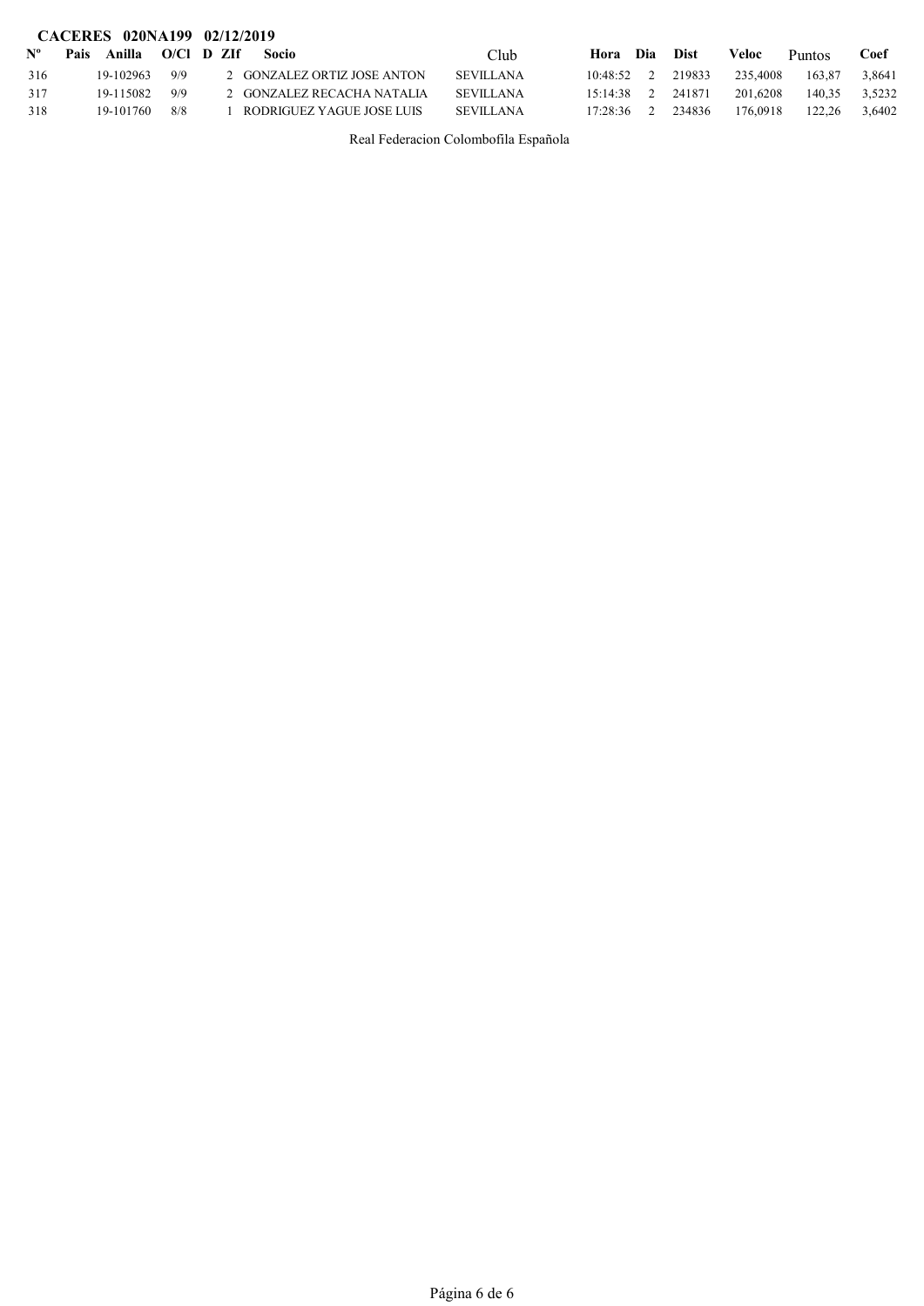**CACERES 020NA199 02/12/2019**

| Nº | Pais | Anilla | O/Cl | D | ZIf | Socio | Club | Hora | Dia | Dist | Veloc | Puntos | Coef |
|---|---|---|---|---|---|---|---|---|---|---|---|---|---|
| 316 | | 19-102963 | 9/9 | | 2 | GONZALEZ ORTIZ JOSE ANTON | SEVILLANA | 10:48:52 | 2 | 219833 | 235,4008 | 163,87 | 3,8641 |
| 317 | | 19-115082 | 9/9 | | 2 | GONZALEZ RECACHA NATALIA | SEVILLANA | 15:14:38 | 2 | 241871 | 201,6208 | 140,35 | 3,5232 |
| 318 | | 19-101760 | 8/8 | | 1 | RODRIGUEZ YAGUE JOSE LUIS | SEVILLANA | 17:28:36 | 2 | 234836 | 176,0918 | 122,26 | 3,6402 |

Real Federacion Colombofila Española